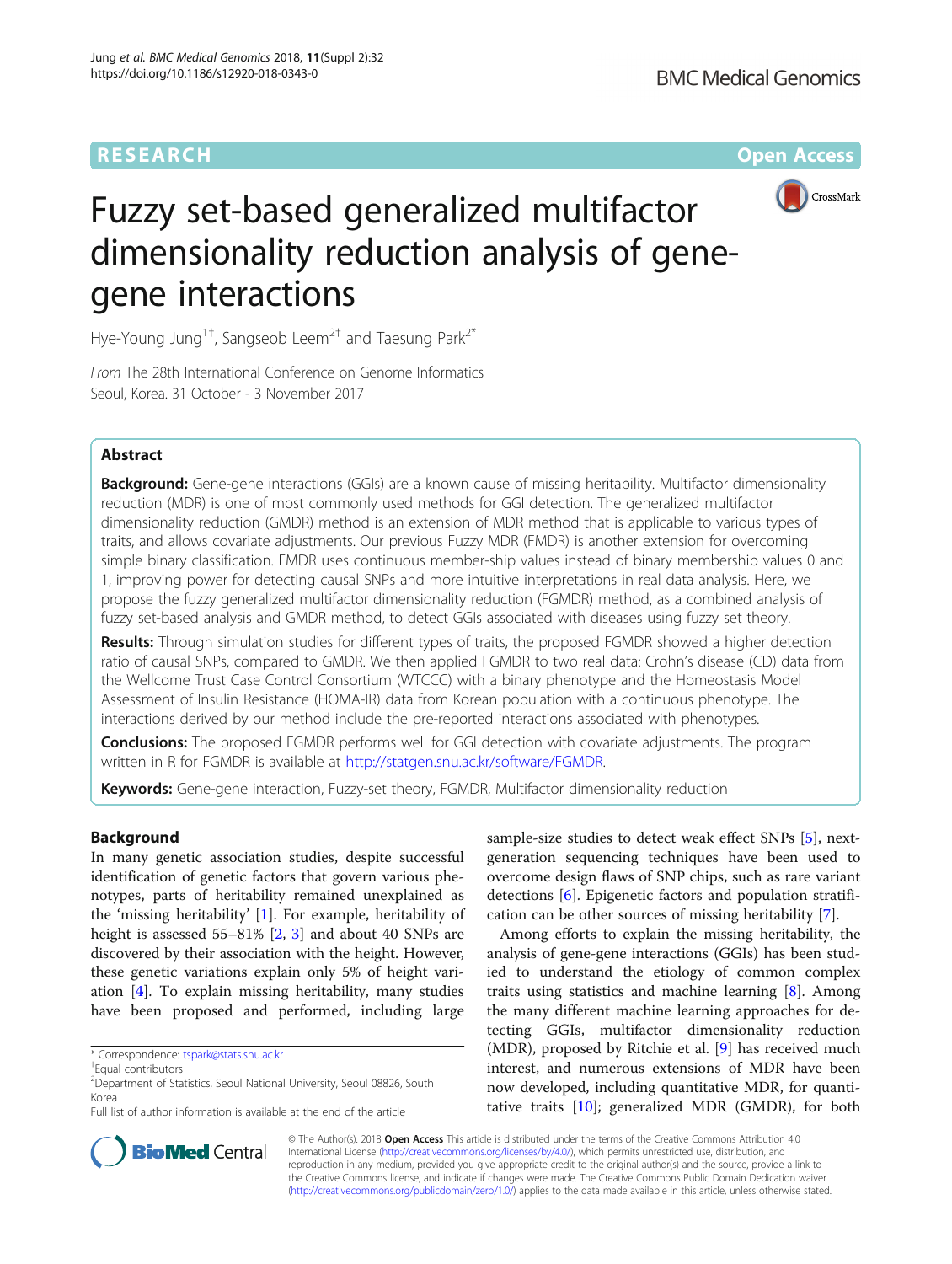RESEARCH

Open Access

# Fuzzy set-based generalized multifactor dimensionality reduction analysis of gene-gene interactions

Hye-Young Jung[1†], Sangseob Leem[2†] and Taesung Park[2*]

*From* The 28th International Conference on Genome Informatics
Seoul, Korea. 31 October - 3 November 2017

## Abstract

**Background:** Gene-gene interactions (GGIs) are a known cause of missing heritability. Multifactor dimensionality reduction (MDR) is one of most commonly used methods for GGI detection. The generalized multifactor dimensionality reduction (GMDR) method is an extension of MDR method that is applicable to various types of traits, and allows covariate adjustments. Our previous Fuzzy MDR (FMDR) is another extension for overcoming simple binary classification. FMDR uses continuous member-ship values instead of binary membership values 0 and 1, improving power for detecting causal SNPs and more intuitive interpretations in real data analysis. Here, we propose the fuzzy generalized multifactor dimensionality reduction (FGMDR) method, as a combined analysis of fuzzy set-based analysis and GMDR method, to detect GGIs associated with diseases using fuzzy set theory.

**Results:** Through simulation studies for different types of traits, the proposed FGMDR showed a higher detection ratio of causal SNPs, compared to GMDR. We then applied FGMDR to two real data: Crohn's disease (CD) data from the Wellcome Trust Case Control Consortium (WTCCC) with a binary phenotype and the Homeostasis Model Assessment of Insulin Resistance (HOMA-IR) data from Korean population with a continuous phenotype. The interactions derived by our method include the pre-reported interactions associated with phenotypes.

**Conclusions:** The proposed FGMDR performs well for GGI detection with covariate adjustments. The program written in R for FGMDR is available at http://statgen.snu.ac.kr/software/FGMDR.

**Keywords:** Gene-gene interaction, Fuzzy-set theory, FGMDR, Multifactor dimensionality reduction

## Background

In many genetic association studies, despite successful identification of genetic factors that govern various phenotypes, parts of heritability remained unexplained as the 'missing heritability' [1]. For example, heritability of height is assessed 55–81% [2, 3] and about 40 SNPs are discovered by their association with the height. However, these genetic variations explain only 5% of height variation [4]. To explain missing heritability, many studies have been proposed and performed, including large sample-size studies to detect weak effect SNPs [5], next-generation sequencing techniques have been used to overcome design flaws of SNP chips, such as rare variant detections [6]. Epigenetic factors and population stratification can be other sources of missing heritability [7].

Among efforts to explain the missing heritability, the analysis of gene-gene interactions (GGIs) has been studied to understand the etiology of common complex traits using statistics and machine learning [8]. Among the many different machine learning approaches for detecting GGIs, multifactor dimensionality reduction (MDR), proposed by Ritchie et al. [9] has received much interest, and numerous extensions of MDR have been now developed, including quantitative MDR, for quantitative traits [10]; generalized MDR (GMDR), for both

\* Correspondence: tspark@stats.snu.ac.kr
†Equal contributors
[2]Department of Statistics, Seoul National University, Seoul 08826, South Korea
Full list of author information is available at the end of the article

© The Author(s). 2018 **Open Access** This article is distributed under the terms of the Creative Commons Attribution 4.0 International License (http://creativecommons.org/licenses/by/4.0/), which permits unrestricted use, distribution, and reproduction in any medium, provided you give appropriate credit to the original author(s) and the source, provide a link to the Creative Commons license, and indicate if changes were made. The Creative Commons Public Domain Dedication waiver (http://creativecommons.org/publicdomain/zero/1.0/) applies to the data made available in this article, unless otherwise stated.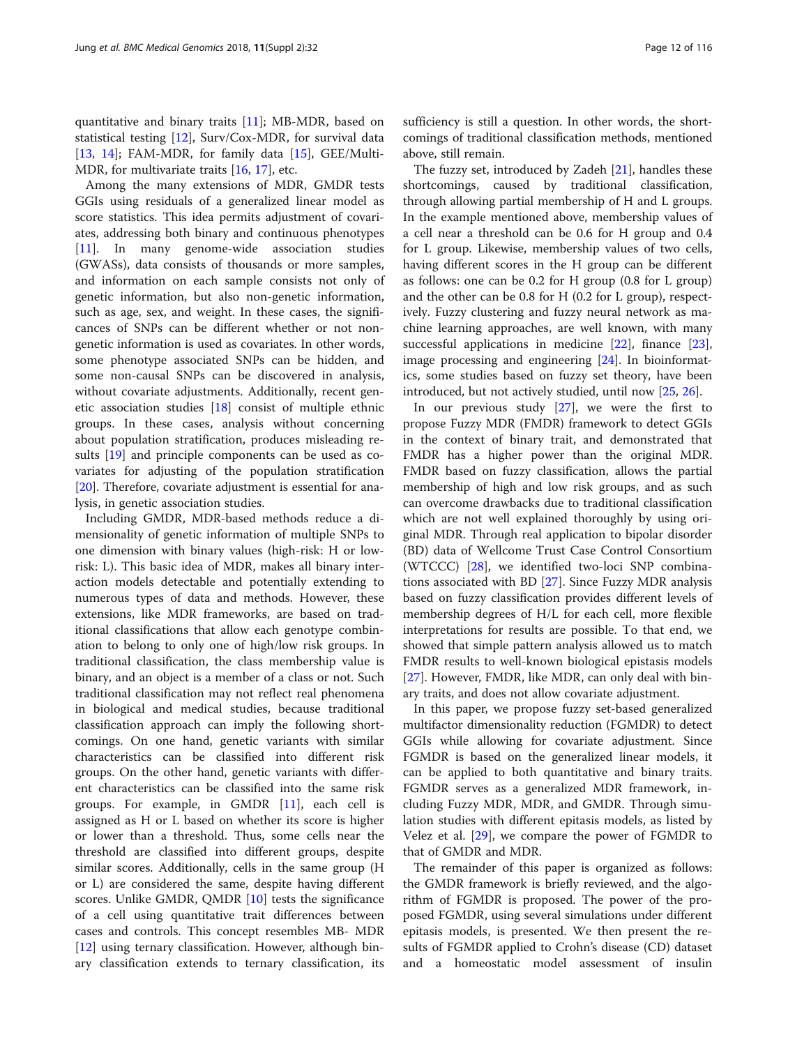quantitative and binary traits [11]; MB-MDR, based on statistical testing [12], Surv/Cox-MDR, for survival data [13, 14]; FAM-MDR, for family data [15], GEE/Multi-MDR, for multivariate traits [16, 17], etc.

Among the many extensions of MDR, GMDR tests GGIs using residuals of a generalized linear model as score statistics. This idea permits adjustment of covariates, addressing both binary and continuous phenotypes [11]. In many genome-wide association studies (GWASs), data consists of thousands or more samples, and information on each sample consists not only of genetic information, but also non-genetic information, such as age, sex, and weight. In these cases, the significances of SNPs can be different whether or not non-genetic information is used as covariates. In other words, some phenotype associated SNPs can be hidden, and some non-causal SNPs can be discovered in analysis, without covariate adjustments. Additionally, recent genetic association studies [18] consist of multiple ethnic groups. In these cases, analysis without concerning about population stratification, produces misleading results [19] and principle components can be used as covariates for adjusting of the population stratification [20]. Therefore, covariate adjustment is essential for analysis, in genetic association studies.

Including GMDR, MDR-based methods reduce a dimensionality of genetic information of multiple SNPs to one dimension with binary values (high-risk: H or low-risk: L). This basic idea of MDR, makes all binary interaction models detectable and potentially extending to numerous types of data and methods. However, these extensions, like MDR frameworks, are based on traditional classifications that allow each genotype combination to belong to only one of high/low risk groups. In traditional classification, the class membership value is binary, and an object is a member of a class or not. Such traditional classification may not reflect real phenomena in biological and medical studies, because traditional classification approach can imply the following shortcomings. On one hand, genetic variants with similar characteristics can be classified into different risk groups. On the other hand, genetic variants with different characteristics can be classified into the same risk groups. For example, in GMDR [11], each cell is assigned as H or L based on whether its score is higher or lower than a threshold. Thus, some cells near the threshold are classified into different groups, despite similar scores. Additionally, cells in the same group (H or L) are considered the same, despite having different scores. Unlike GMDR, QMDR [10] tests the significance of a cell using quantitative trait differences between cases and controls. This concept resembles MB- MDR [12] using ternary classification. However, although binary classification extends to ternary classification, its sufficiency is still a question. In other words, the shortcomings of traditional classification methods, mentioned above, still remain.

The fuzzy set, introduced by Zadeh [21], handles these shortcomings, caused by traditional classification, through allowing partial membership of H and L groups. In the example mentioned above, membership values of a cell near a threshold can be 0.6 for H group and 0.4 for L group. Likewise, membership values of two cells, having different scores in the H group can be different as follows: one can be 0.2 for H group (0.8 for L group) and the other can be 0.8 for H (0.2 for L group), respectively. Fuzzy clustering and fuzzy neural network as machine learning approaches, are well known, with many successful applications in medicine [22], finance [23], image processing and engineering [24]. In bioinformatics, some studies based on fuzzy set theory, have been introduced, but not actively studied, until now [25, 26].

In our previous study [27], we were the first to propose Fuzzy MDR (FMDR) framework to detect GGIs in the context of binary trait, and demonstrated that FMDR has a higher power than the original MDR. FMDR based on fuzzy classification, allows the partial membership of high and low risk groups, and as such can overcome drawbacks due to traditional classification which are not well explained thoroughly by using original MDR. Through real application to bipolar disorder (BD) data of Wellcome Trust Case Control Consortium (WTCCC) [28], we identified two-loci SNP combinations associated with BD [27]. Since Fuzzy MDR analysis based on fuzzy classification provides different levels of membership degrees of H/L for each cell, more flexible interpretations for results are possible. To that end, we showed that simple pattern analysis allowed us to match FMDR results to well-known biological epistasis models [27]. However, FMDR, like MDR, can only deal with binary traits, and does not allow covariate adjustment.

In this paper, we propose fuzzy set-based generalized multifactor dimensionality reduction (FGMDR) to detect GGIs while allowing for covariate adjustment. Since FGMDR is based on the generalized linear models, it can be applied to both quantitative and binary traits. FGMDR serves as a generalized MDR framework, including Fuzzy MDR, MDR, and GMDR. Through simulation studies with different epitasis models, as listed by Velez et al. [29], we compare the power of FGMDR to that of GMDR and MDR.

The remainder of this paper is organized as follows: the GMDR framework is briefly reviewed, and the algorithm of FGMDR is proposed. The power of the proposed FGMDR, using several simulations under different epitasis models, is presented. We then present the results of FGMDR applied to Crohn's disease (CD) dataset and a homeostatic model assessment of insulin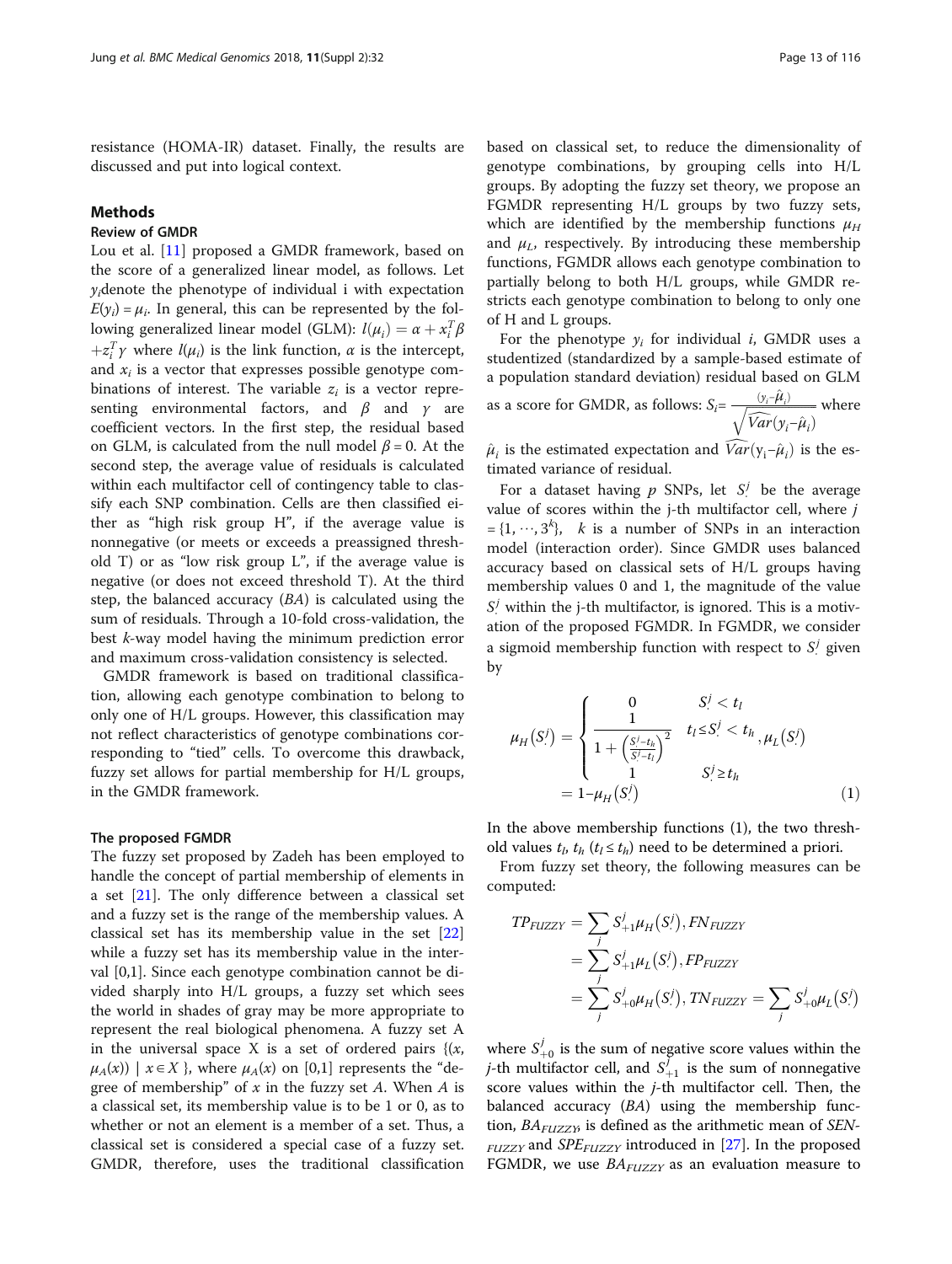resistance (HOMA-IR) dataset. Finally, the results are discussed and put into logical context.

## Methods

### Review of GMDR

Lou et al. [11] proposed a GMDR framework, based on the score of a generalized linear model, as follows. Let $y_i$denote the phenotype of individual i with expectation $E(y_i) = \mu_i$. In general, this can be represented by the following generalized linear model (GLM): $l(\mu_i) = \alpha + x_i^T\beta + z_i^T\gamma$ where $l(\mu_i)$ is the link function, $\alpha$ is the intercept, and $x_i$ is a vector that expresses possible genotype combinations of interest. The variable $z_i$ is a vector representing environmental factors, and $\beta$ and $\gamma$ are coefficient vectors. In the first step, the residual based on GLM, is calculated from the null model $\beta = 0$. At the second step, the average value of residuals is calculated within each multifactor cell of contingency table to classify each SNP combination. Cells are then classified either as "high risk group H", if the average value is nonnegative (or meets or exceeds a preassigned threshold T) or as "low risk group L", if the average value is negative (or does not exceed threshold T). At the third step, the balanced accuracy (*BA*) is calculated using the sum of residuals. Through a 10-fold cross-validation, the best *k*-way model having the minimum prediction error and maximum cross-validation consistency is selected.

GMDR framework is based on traditional classification, allowing each genotype combination to belong to only one of H/L groups. However, this classification may not reflect characteristics of genotype combinations corresponding to "tied" cells. To overcome this drawback, fuzzy set allows for partial membership for H/L groups, in the GMDR framework.

### The proposed FGMDR

The fuzzy set proposed by Zadeh has been employed to handle the concept of partial membership of elements in a set [21]. The only difference between a classical set and a fuzzy set is the range of the membership values. A classical set has its membership value in the set [22] while a fuzzy set has its membership value in the interval [0,1]. Since each genotype combination cannot be divided sharply into H/L groups, a fuzzy set which sees the world in shades of gray may be more appropriate to represent the real biological phenomena. A fuzzy set A in the universal space X is a set of ordered pairs $\{(x, \mu_A(x)) \mid x \in X\}$, where $\mu_A(x)$ on [0,1] represents the "degree of membership" of $x$ in the fuzzy set *A*. When *A* is a classical set, its membership value is to be 1 or 0, as to whether or not an element is a member of a set. Thus, a classical set is considered a special case of a fuzzy set. GMDR, therefore, uses the traditional classification based on classical set, to reduce the dimensionality of genotype combinations, by grouping cells into H/L groups. By adopting the fuzzy set theory, we propose an FGMDR representing H/L groups by two fuzzy sets, which are identified by the membership functions $\mu_H$ and $\mu_L$, respectively. By introducing these membership functions, FGMDR allows each genotype combination to partially belong to both H/L groups, while GMDR restricts each genotype combination to belong to only one of H and L groups.

For the phenotype $y_i$ for individual *i*, GMDR uses a studentized (standardized by a sample-based estimate of a population standard deviation) residual based on GLM as a score for GMDR, as follows: $S_i = \frac{(y_i - \hat{\mu}_i)}{\sqrt{\widehat{Var}(y_i - \hat{\mu}_i)}}$ where $\hat{\mu}_i$ is the estimated expectation and $\widehat{Var}(y_i - \hat{\mu}_i)$ is the estimated variance of residual.

For a dataset having $p$ SNPs, let $S_\cdot^j$ be the average value of scores within the j-th multifactor cell, where $j = \{1, \cdots, 3^k\}$, $k$ is a number of SNPs in an interaction model (interaction order). Since GMDR uses balanced accuracy based on classical sets of H/L groups having membership values 0 and 1, the magnitude of the value $S_\cdot^j$ within the j-th multifactor, is ignored. This is a motivation of the proposed FGMDR. In FGMDR, we consider a sigmoid membership function with respect to $S_\cdot^j$ given by

$$\mu_H\left(S_\cdot^j\right) = \begin{cases} 0 & S_\cdot^j < t_l \\ \dfrac{1}{1+\left(\frac{S_\cdot^j - t_h}{S_\cdot^j - t_l}\right)^2} & t_l \le S_\cdot^j < t_h \\ 1 & S_\cdot^j \ge t_h \end{cases}, \mu_L\left(S_\cdot^j\right) = 1 - \mu_H\left(S_\cdot^j\right) \quad (1)$$

In the above membership functions (1), the two threshold values $t_l$, $t_h$ ($t_l \le t_h$) need to be determined a priori.

From fuzzy set theory, the following measures can be computed:

$$TP_{FUZZY} = \sum_j S_{+1}^j \mu_H\left(S_\cdot^j\right), FN_{FUZZY} = \sum_j S_{+1}^j \mu_L\left(S_\cdot^j\right), FP_{FUZZY} = \sum_j S_{+0}^j \mu_H\left(S_\cdot^j\right), TN_{FUZZY} = \sum_j S_{+0}^j \mu_L\left(S_\cdot^j\right)$$

where $S_{+0}^j$ is the sum of negative score values within the *j*-th multifactor cell, and $S_{+1}^j$ is the sum of nonnegative score values within the *j*-th multifactor cell. Then, the balanced accuracy (*BA*) using the membership function, $BA_{FUZZY}$, is defined as the arithmetic mean of $SEN_{FUZZY}$ and $SPE_{FUZZY}$ introduced in [27]. In the proposed FGMDR, we use $BA_{FUZZY}$ as an evaluation measure to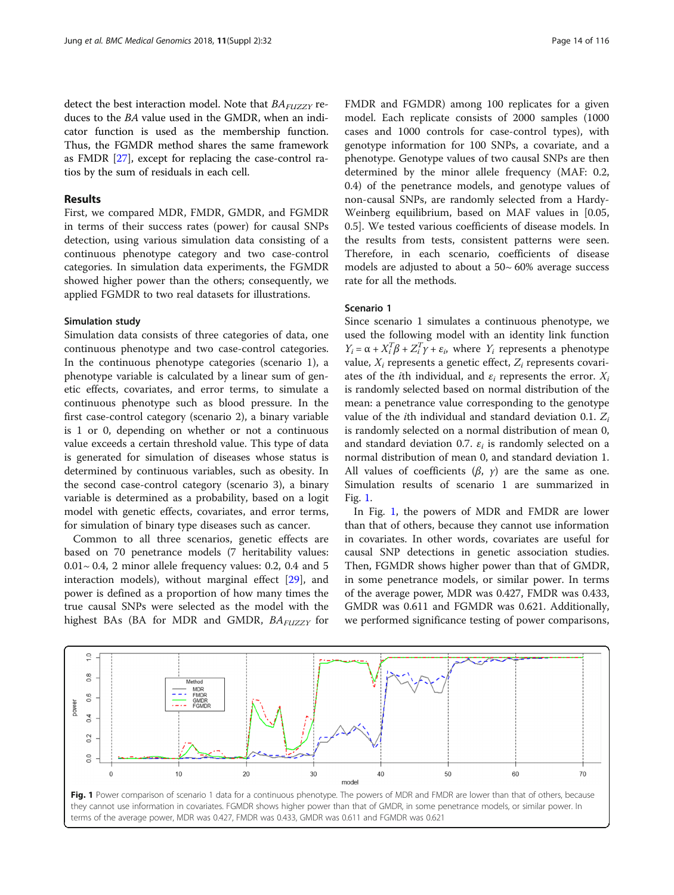detect the best interaction model. Note that $BA_{FUZZY}$ reduces to the $BA$ value used in the GMDR, when an indicator function is used as the membership function. Thus, the FGMDR method shares the same framework as FMDR [27], except for replacing the case-control ratios by the sum of residuals in each cell.

## Results

First, we compared MDR, FMDR, GMDR, and FGMDR in terms of their success rates (power) for causal SNPs detection, using various simulation data consisting of a continuous phenotype category and two case-control categories. In simulation data experiments, the FGMDR showed higher power than the others; consequently, we applied FGMDR to two real datasets for illustrations.

### Simulation study

Simulation data consists of three categories of data, one continuous phenotype and two case-control categories. In the continuous phenotype categories (scenario 1), a phenotype variable is calculated by a linear sum of genetic effects, covariates, and error terms, to simulate a continuous phenotype such as blood pressure. In the first case-control category (scenario 2), a binary variable is 1 or 0, depending on whether or not a continuous value exceeds a certain threshold value. This type of data is generated for simulation of diseases whose status is determined by continuous variables, such as obesity. In the second case-control category (scenario 3), a binary variable is determined as a probability, based on a logit model with genetic effects, covariates, and error terms, for simulation of binary type diseases such as cancer.

Common to all three scenarios, genetic effects are based on 70 penetrance models (7 heritability values: 0.01~ 0.4, 2 minor allele frequency values: 0.2, 0.4 and 5 interaction models), without marginal effect [29], and power is defined as a proportion of how many times the true causal SNPs were selected as the model with the highest BAs (BA for MDR and GMDR, $BA_{FUZZY}$ for FMDR and FGMDR) among 100 replicates for a given model. Each replicate consists of 2000 samples (1000 cases and 1000 controls for case-control types), with genotype information for 100 SNPs, a covariate, and a phenotype. Genotype values of two causal SNPs are then determined by the minor allele frequency (MAF: 0.2, 0.4) of the penetrance models, and genotype values of non-causal SNPs, are randomly selected from a Hardy-Weinberg equilibrium, based on MAF values in [0.05, 0.5]. We tested various coefficients of disease models. In the results from tests, consistent patterns were seen. Therefore, in each scenario, coefficients of disease models are adjusted to about a 50~ 60% average success rate for all the methods.

### Scenario 1

Since scenario 1 simulates a continuous phenotype, we used the following model with an identity link function $Y_i = \alpha + X_i^T\beta + Z_i^T\gamma + \varepsilon_i$, where $Y_i$ represents a phenotype value, $X_i$ represents a genetic effect, $Z_i$ represents covariates of the $i$th individual, and $\varepsilon_i$ represents the error. $X_i$ is randomly selected based on normal distribution of the mean: a penetrance value corresponding to the genotype value of the $i$th individual and standard deviation 0.1. $Z_i$ is randomly selected on a normal distribution of mean 0, and standard deviation 0.7. $\varepsilon_i$ is randomly selected on a normal distribution of mean 0, and standard deviation 1. All values of coefficients ($\beta$, $\gamma$) are the same as one. Simulation results of scenario 1 are summarized in Fig. 1.

In Fig. 1, the powers of MDR and FMDR are lower than that of others, because they cannot use information in covariates. In other words, covariates are useful for causal SNP detections in genetic association studies. Then, FGMDR shows higher power than that of GMDR, in some penetrance models, or similar power. In terms of the average power, MDR was 0.427, FMDR was 0.433, GMDR was 0.611 and FGMDR was 0.621. Additionally, we performed significance testing of power comparisons,

**Fig. 1** Power comparison of scenario 1 data for a continuous phenotype. The powers of MDR and FMDR are lower than that of others, because they cannot use information in covariates. FGMDR shows higher power than that of GMDR, in some penetrance models, or similar power. In terms of the average power, MDR was 0.427, FMDR was 0.433, GMDR was 0.611 and FGMDR was 0.621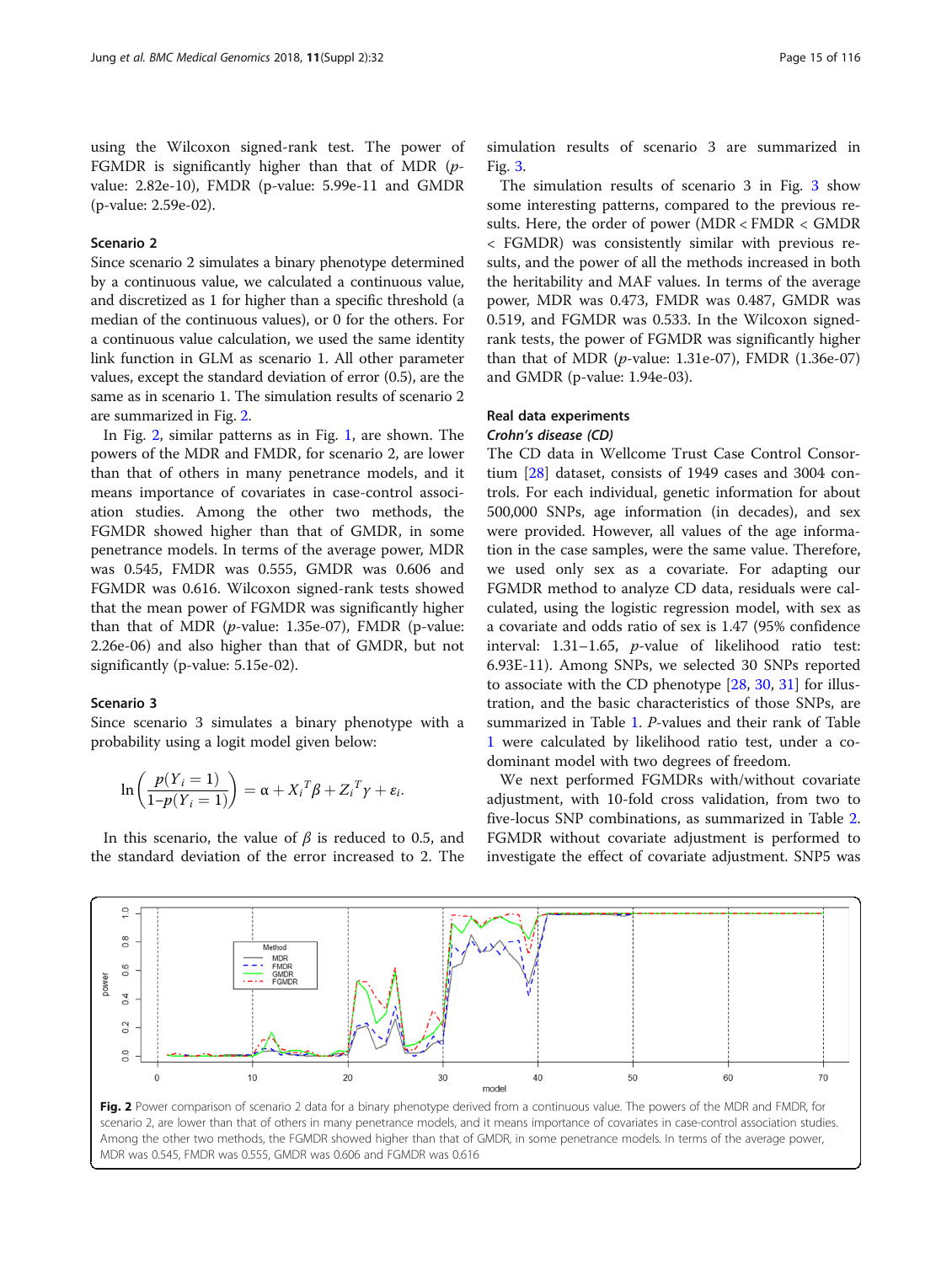using the Wilcoxon signed-rank test. The power of FGMDR is significantly higher than that of MDR (*p*-value: 2.82e-10), FMDR (*p*-value: 5.99e-11 and GMDR (p-value: 2.59e-02).

### Scenario 2

Since scenario 2 simulates a binary phenotype determined by a continuous value, we calculated a continuous value, and discretized as 1 for higher than a specific threshold (a median of the continuous values), or 0 for the others. For a continuous value calculation, we used the same identity link function in GLM as scenario 1. All other parameter values, except the standard deviation of error (0.5), are the same as in scenario 1. The simulation results of scenario 2 are summarized in Fig. 2.

In Fig. 2, similar patterns as in Fig. 1, are shown. The powers of the MDR and FMDR, for scenario 2, are lower than that of others in many penetrance models, and it means importance of covariates in case-control association studies. Among the other two methods, the FGMDR showed higher than that of GMDR, in some penetrance models. In terms of the average power, MDR was 0.545, FMDR was 0.555, GMDR was 0.606 and FGMDR was 0.616. Wilcoxon signed-rank tests showed that the mean power of FGMDR was significantly higher than that of MDR (*p*-value: 1.35e-07), FMDR (*p*-value: 2.26e-06) and also higher than that of GMDR, but not significantly (p-value: 5.15e-02).

### Scenario 3

Since scenario 3 simulates a binary phenotype with a probability using a logit model given below:

$$\ln\left(\frac{p(Y_i = 1)}{1 - p(Y_i = 1)}\right) = \alpha + X_i^T\beta + Z_i^T\gamma + \varepsilon_i.$$

In this scenario, the value of $\beta$ is reduced to 0.5, and the standard deviation of the error increased to 2. The simulation results of scenario 3 are summarized in Fig. 3.

The simulation results of scenario 3 in Fig. 3 show some interesting patterns, compared to the previous results. Here, the order of power (MDR < FMDR < GMDR < FGMDR) was consistently similar with previous results, and the power of all the methods increased in both the heritability and MAF values. In terms of the average power, MDR was 0.473, FMDR was 0.487, GMDR was 0.519, and FGMDR was 0.533. In the Wilcoxon signed-rank tests, the power of FGMDR was significantly higher than that of MDR (*p*-value: 1.31e-07), FMDR (1.36e-07) and GMDR (p-value: 1.94e-03).

## Real data experiments

### *Crohn's disease (CD)*

The CD data in Wellcome Trust Case Control Consortium [28] dataset, consists of 1949 cases and 3004 controls. For each individual, genetic information for about 500,000 SNPs, age information (in decades), and sex were provided. However, all values of the age information in the case samples, were the same value. Therefore, we used only sex as a covariate. For adapting our FGMDR method to analyze CD data, residuals were calculated, using the logistic regression model, with sex as a covariate and odds ratio of sex is 1.47 (95% confidence interval: 1.31–1.65, *p*-value of likelihood ratio test: 6.93E-11). Among SNPs, we selected 30 SNPs reported to associate with the CD phenotype [28, 30, 31] for illustration, and the basic characteristics of those SNPs, are summarized in Table 1. *P*-values and their rank of Table 1 were calculated by likelihood ratio test, under a co-dominant model with two degrees of freedom.

We next performed FGMDRs with/without covariate adjustment, with 10-fold cross validation, from two to five-locus SNP combinations, as summarized in Table 2. FGMDR without covariate adjustment is performed to investigate the effect of covariate adjustment. SNP5 was

**Fig. 2** Power comparison of scenario 2 data for a binary phenotype derived from a continuous value. The powers of the MDR and FMDR, for scenario 2, are lower than that of others in many penetrance models, and it means importance of covariates in case-control association studies. Among the other two methods, the FGMDR showed higher than that of GMDR, in some penetrance models. In terms of the average power, MDR was 0.545, FMDR was 0.555, GMDR was 0.606 and FGMDR was 0.616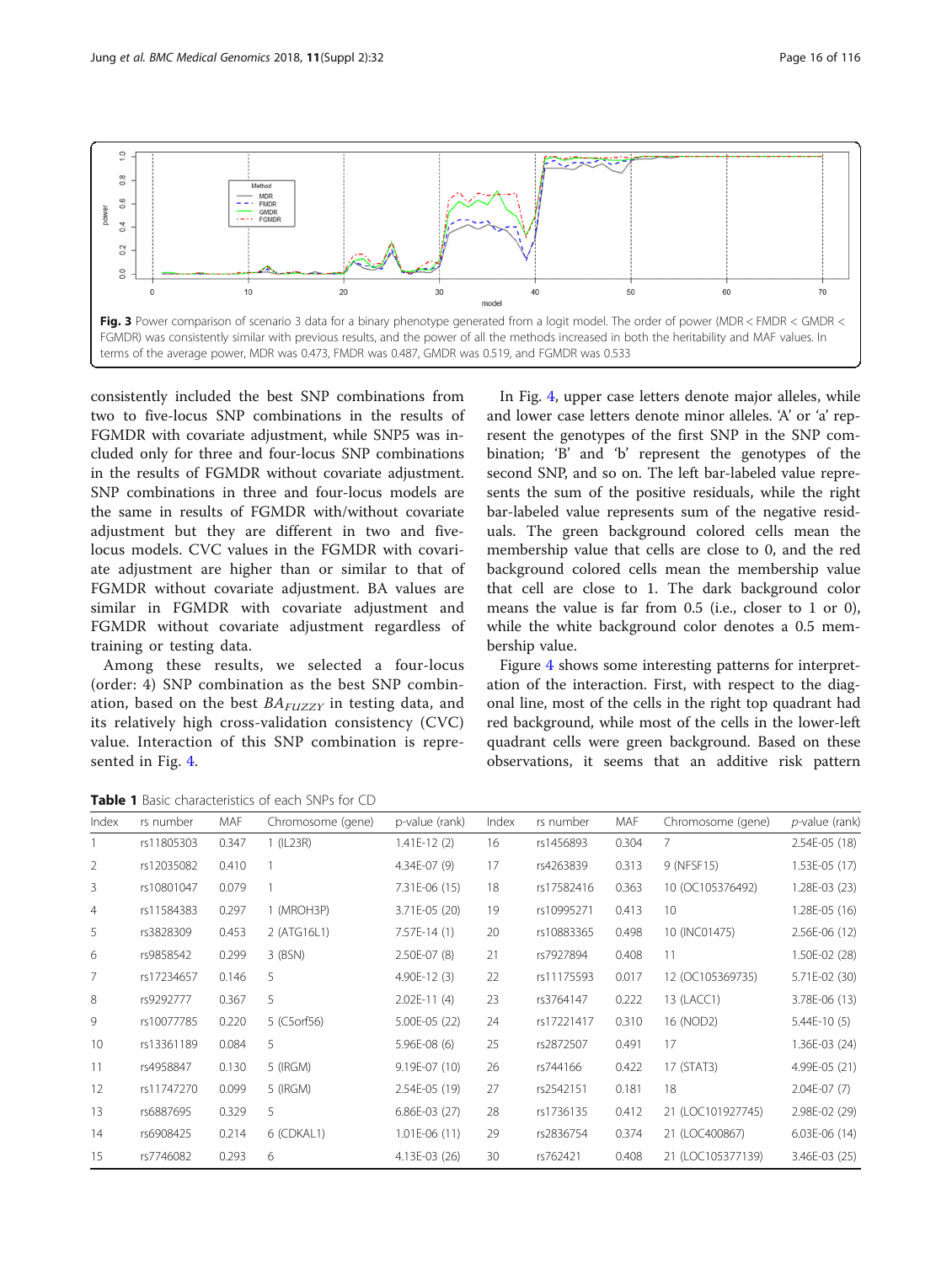Fig. 3 Power comparison of scenario 3 data for a binary phenotype generated from a logit model. The order of power (MDR < FMDR < GMDR < FGMDR) was consistently similar with previous results, and the power of all the methods increased in both the heritability and MAF values. In terms of the average power, MDR was 0.473, FMDR was 0.487, GMDR was 0.519, and FGMDR was 0.533

consistently included the best SNP combinations from two to five-locus SNP combinations in the results of FGMDR with covariate adjustment, while SNP5 was included only for three and four-locus SNP combinations in the results of FGMDR without covariate adjustment. SNP combinations in three and four-locus models are the same in results of FGMDR with/without covariate adjustment but they are different in two and five-locus models. CVC values in the FGMDR with covariate adjustment are higher than or similar to that of FGMDR without covariate adjustment. BA values are similar in FGMDR with covariate adjustment and FGMDR without covariate adjustment regardless of training or testing data.

Among these results, we selected a four-locus (order: 4) SNP combination as the best SNP combination, based on the best $BA_{FUZZY}$ in testing data, and its relatively high cross-validation consistency (CVC) value. Interaction of this SNP combination is represented in Fig. 4.

In Fig. 4, upper case letters denote major alleles, while and lower case letters denote minor alleles. 'A' or 'a' represent the genotypes of the first SNP in the SNP combination; 'B' and 'b' represent the genotypes of the second SNP, and so on. The left bar-labeled value represents the sum of the positive residuals, while the right bar-labeled value represents sum of the negative residuals. The green background colored cells mean the membership value that cells are close to 0, and the red background colored cells mean the membership value that cell are close to 1. The dark background color means the value is far from 0.5 (i.e., closer to 1 or 0), while the white background color denotes a 0.5 membership value.

Figure 4 shows some interesting patterns for interpretation of the interaction. First, with respect to the diagonal line, most of the cells in the right top quadrant had red background, while most of the cells in the lower-left quadrant cells were green background. Based on these observations, it seems that an additive risk pattern

**Table 1** Basic characteristics of each SNPs for CD

| Index | rs number | MAF | Chromosome (gene) | p-value (rank) | Index | rs number | MAF | Chromosome (gene) | *p*-value (rank) |
|---|---|---|---|---|---|---|---|---|---|
| 1 | rs11805303 | 0.347 | 1 (IL23R) | 1.41E-12 (2) | 16 | rs1456893 | 0.304 | 7 | 2.54E-05 (18) |
| 2 | rs12035082 | 0.410 | 1 | 4.34E-07 (9) | 17 | rs4263839 | 0.313 | 9 (NFSF15) | 1.53E-05 (17) |
| 3 | rs10801047 | 0.079 | 1 | 7.31E-06 (15) | 18 | rs17582416 | 0.363 | 10 (OC105376492) | 1.28E-03 (23) |
| 4 | rs11584383 | 0.297 | 1 (MROH3P) | 3.71E-05 (20) | 19 | rs10995271 | 0.413 | 10 | 1.28E-05 (16) |
| 5 | rs3828309 | 0.453 | 2 (ATG16L1) | 7.57E-14 (1) | 20 | rs10883365 | 0.498 | 10 (INC01475) | 2.56E-06 (12) |
| 6 | rs9858542 | 0.299 | 3 (BSN) | 2.50E-07 (8) | 21 | rs7927894 | 0.408 | 11 | 1.50E-02 (28) |
| 7 | rs17234657 | 0.146 | 5 | 4.90E-12 (3) | 22 | rs11175593 | 0.017 | 12 (OC105369735) | 5.71E-02 (30) |
| 8 | rs9292777 | 0.367 | 5 | 2.02E-11 (4) | 23 | rs3764147 | 0.222 | 13 (LACC1) | 3.78E-06 (13) |
| 9 | rs10077785 | 0.220 | 5 (C5orf56) | 5.00E-05 (22) | 24 | rs17221417 | 0.310 | 16 (NOD2) | 5.44E-10 (5) |
| 10 | rs13361189 | 0.084 | 5 | 5.96E-08 (6) | 25 | rs2872507 | 0.491 | 17 | 1.36E-03 (24) |
| 11 | rs4958847 | 0.130 | 5 (IRGM) | 9.19E-07 (10) | 26 | rs744166 | 0.422 | 17 (STAT3) | 4.99E-05 (21) |
| 12 | rs11747270 | 0.099 | 5 (IRGM) | 2.54E-05 (19) | 27 | rs2542151 | 0.181 | 18 | 2.04E-07 (7) |
| 13 | rs6887695 | 0.329 | 5 | 6.86E-03 (27) | 28 | rs1736135 | 0.412 | 21 (LOC101927745) | 2.98E-02 (29) |
| 14 | rs6908425 | 0.214 | 6 (CDKAL1) | 1.01E-06 (11) | 29 | rs2836754 | 0.374 | 21 (LOC400867) | 6.03E-06 (14) |
| 15 | rs7746082 | 0.293 | 6 | 4.13E-03 (26) | 30 | rs762421 | 0.408 | 21 (LOC105377139) | 3.46E-03 (25) |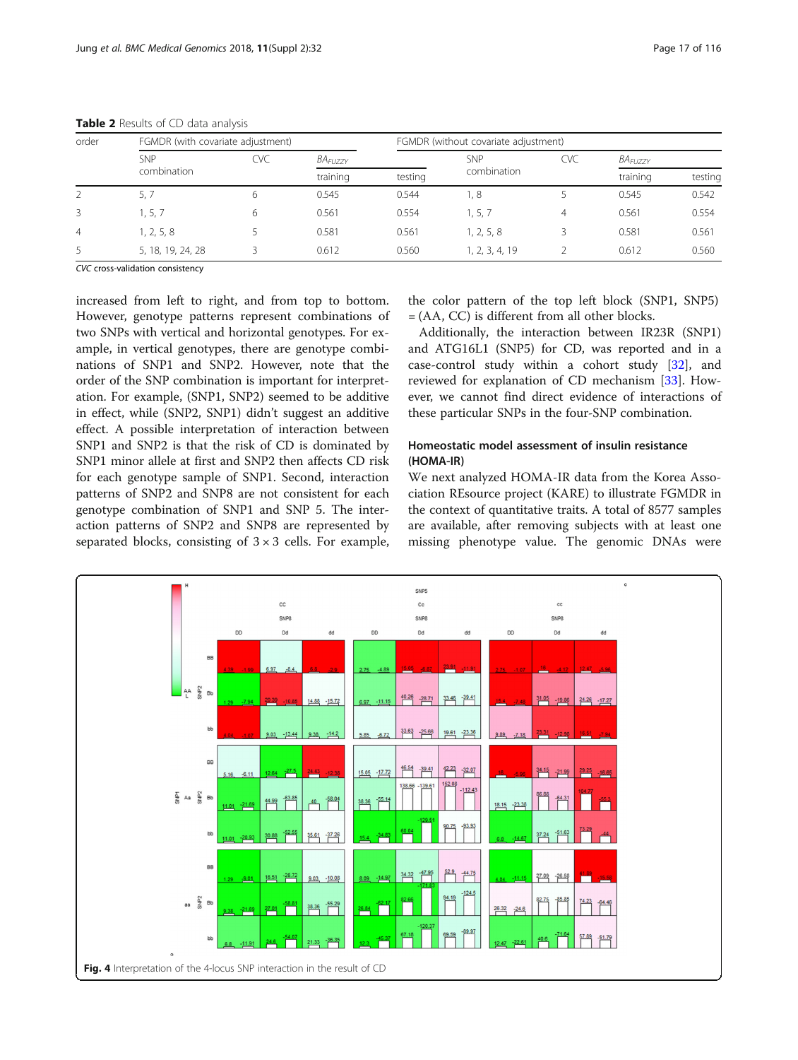**Table 2** Results of CD data analysis

| order | FGMDR (with covariate adjustment) | | | | FGMDR (without covariate adjustment) | | | |
|---|---|---|---|---|---|---|---|---|
| | SNP combination | CVC | $BA_{FUZZY}$ | | SNP combination | CVC | $BA_{FUZZY}$ | |
| | | | training | testing | | | training | testing |
| 2 | 5, 7 | 6 | 0.545 | 0.544 | 1, 8 | 5 | 0.545 | 0.542 |
| 3 | 1, 5, 7 | 6 | 0.561 | 0.554 | 1, 5, 7 | 4 | 0.561 | 0.554 |
| 4 | 1, 2, 5, 8 | 5 | 0.581 | 0.561 | 1, 2, 5, 8 | 3 | 0.581 | 0.561 |
| 5 | 5, 18, 19, 24, 28 | 3 | 0.612 | 0.560 | 1, 2, 3, 4, 19 | 2 | 0.612 | 0.560 |

*CVC* cross-validation consistency

increased from left to right, and from top to bottom. However, genotype patterns represent combinations of two SNPs with vertical and horizontal genotypes. For example, in vertical genotypes, there are genotype combinations of SNP1 and SNP2. However, note that the order of the SNP combination is important for interpretation. For example, (SNP1, SNP2) seemed to be additive in effect, while (SNP2, SNP1) didn't suggest an additive effect. A possible interpretation of interaction between SNP1 and SNP2 is that the risk of CD is dominated by SNP1 minor allele at first and SNP2 then affects CD risk for each genotype sample of SNP1. Second, interaction patterns of SNP2 and SNP8 are not consistent for each genotype combination of SNP1 and SNP 5. The interaction patterns of SNP2 and SNP8 are represented by separated blocks, consisting of $3 \times 3$ cells. For example, the color pattern of the top left block (SNP1, SNP5) = (AA, CC) is different from all other blocks.

Additionally, the interaction between IR23R (SNP1) and ATG16L1 (SNP5) for CD, was reported and in a case-control study within a cohort study [32], and reviewed for explanation of CD mechanism [33]. However, we cannot find direct evidence of interactions of these particular SNPs in the four-SNP combination.

### Homeostatic model assessment of insulin resistance (HOMA-IR)

We next analyzed HOMA-IR data from the Korea Association REsource project (KARE) to illustrate FGMDR in the context of quantitative traits. A total of 8577 samples are available, after removing subjects with at least one missing phenotype value. The genomic DNAs were

**Fig. 4** Interpretation of the 4-locus SNP interaction in the result of CD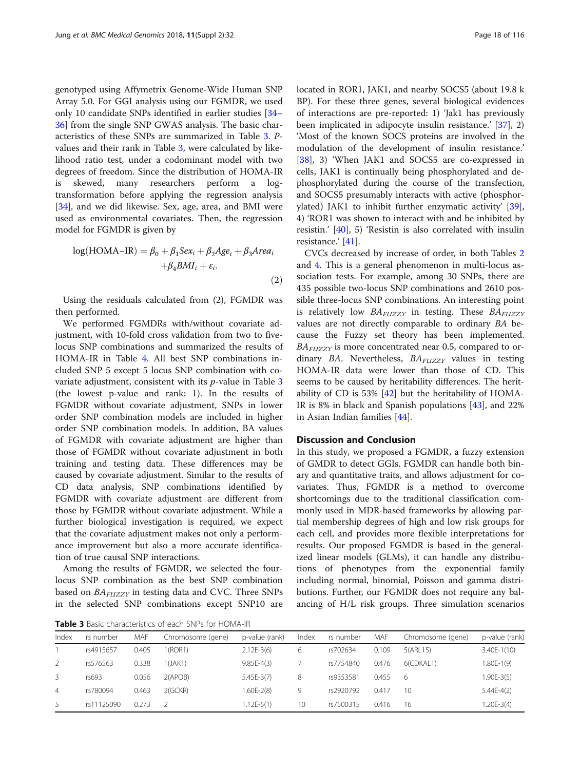genotyped using Affymetrix Genome-Wide Human SNP Array 5.0. For GGI analysis using our FGMDR, we used only 10 candidate SNPs identified in earlier studies [34–36] from the single SNP GWAS analysis. The basic characteristics of these SNPs are summarized in Table 3. P-values and their rank in Table 3, were calculated by likelihood ratio test, under a codominant model with two degrees of freedom. Since the distribution of HOMA-IR is skewed, many researchers perform a log-transformation before applying the regression analysis [34], and we did likewise. Sex, age, area, and BMI were used as environmental covariates. Then, the regression model for FGMDR is given by

$$\log(\text{HOMA–IR}) = \beta_0 + \beta_1 Sex_i + \beta_2 Age_i + \beta_3 Area_i + \beta_4 BMI_i + \varepsilon_i. \quad (2)$$

Using the residuals calculated from (2), FGMDR was then performed.

We performed FGMDRs with/without covariate adjustment, with 10-fold cross validation from two to five-locus SNP combinations and summarized the results of HOMA-IR in Table 4. All best SNP combinations included SNP 5 except 5 locus SNP combination with covariate adjustment, consistent with its *p*-value in Table 3 (the lowest p-value and rank: 1). In the results of FGMDR without covariate adjustment, SNPs in lower order SNP combination models are included in higher order SNP combination models. In addition, BA values of FGMDR with covariate adjustment are higher than those of FGMDR without covariate adjustment in both training and testing data. These differences may be caused by covariate adjustment. Similar to the results of CD data analysis, SNP combinations identified by FGMDR with covariate adjustment are different from those by FGMDR without covariate adjustment. While a further biological investigation is required, we expect that the covariate adjustment makes not only a performance improvement but also a more accurate identification of true causal SNP interactions.

Among the results of FGMDR, we selected the four-locus SNP combination as the best SNP combination based on $BA_{FUZZY}$ in testing data and CVC. Three SNPs in the selected SNP combinations except SNP10 are located in ROR1, JAK1, and nearby SOCS5 (about 19.8 k BP). For these three genes, several biological evidences of interactions are pre-reported: 1) 'Jak1 has previously been implicated in adipocyte insulin resistance.' [37], 2) 'Most of the known SOCS proteins are involved in the modulation of the development of insulin resistance.' [38], 3) 'When JAK1 and SOCS5 are co-expressed in cells, JAK1 is continually being phosphorylated and de-phosphorylated during the course of the transfection, and SOCS5 presumably interacts with active (phosphorylated) JAK1 to inhibit further enzymatic activity' [39], 4) 'ROR1 was shown to interact with and be inhibited by resistin.' [40], 5) 'Resistin is also correlated with insulin resistance.' [41].

CVCs decreased by increase of order, in both Tables 2 and 4. This is a general phenomenon in multi-locus association tests. For example, among 30 SNPs, there are 435 possible two-locus SNP combinations and 2610 possible three-locus SNP combinations. An interesting point is relatively low $BA_{FUZZY}$ in testing. These $BA_{FUZZY}$ values are not directly comparable to ordinary *BA* because the Fuzzy set theory has been implemented. $BA_{FUZZY}$ is more concentrated near 0.5, compared to ordinary *BA*. Nevertheless, $BA_{FUZZY}$ values in testing HOMA-IR data were lower than those of CD. This seems to be caused by heritability differences. The heritability of CD is 53% [42] but the heritability of HOMA-IR is 8% in black and Spanish populations [43], and 22% in Asian Indian families [44].

## Discussion and Conclusion

In this study, we proposed a FGMDR, a fuzzy extension of GMDR to detect GGIs. FGMDR can handle both binary and quantitative traits, and allows adjustment for covariates. Thus, FGMDR is a method to overcome shortcomings due to the traditional classification commonly used in MDR-based frameworks by allowing partial membership degrees of high and low risk groups for each cell, and provides more flexible interpretations for results. Our proposed FGMDR is based in the generalized linear models (GLMs), it can handle any distributions of phenotypes from the exponential family including normal, binomial, Poisson and gamma distributions. Further, our FGMDR does not require any balancing of H/L risk groups. Three simulation scenarios

**Table 3** Basic characteristics of each SNPs for HOMA-IR

| Index | rs number | MAF | Chromosome (gene) | p-value (rank) | Index | rs number | MAF | Chromosome (gene) | p-value (rank) |
|---|---|---|---|---|---|---|---|---|---|
| 1 | rs4915657 | 0.405 | 1(ROR1) | 2.12E-3(6) | 6 | rs702634 | 0.109 | 5(ARL15) | 3.40E-1(10) |
| 2 | rs576563 | 0.338 | 1(JAK1) | 9.85E-4(3) | 7 | rs7754840 | 0.476 | 6(CDKAL1) | 1.80E-1(9) |
| 3 | rs693 | 0.056 | 2(APOB) | 5.45E-3(7) | 8 | rs9353581 | 0.455 | 6 | 1.90E-3(5) |
| 4 | rs780094 | 0.463 | 2(GCKR) | 1.60E-2(8) | 9 | rs2920792 | 0.417 | 10 | 5.44E-4(2) |
| 5 | rs11125090 | 0.273 | 2 | 1.12E-5(1) | 10 | rs7500315 | 0.416 | 16 | 1.20E-3(4) |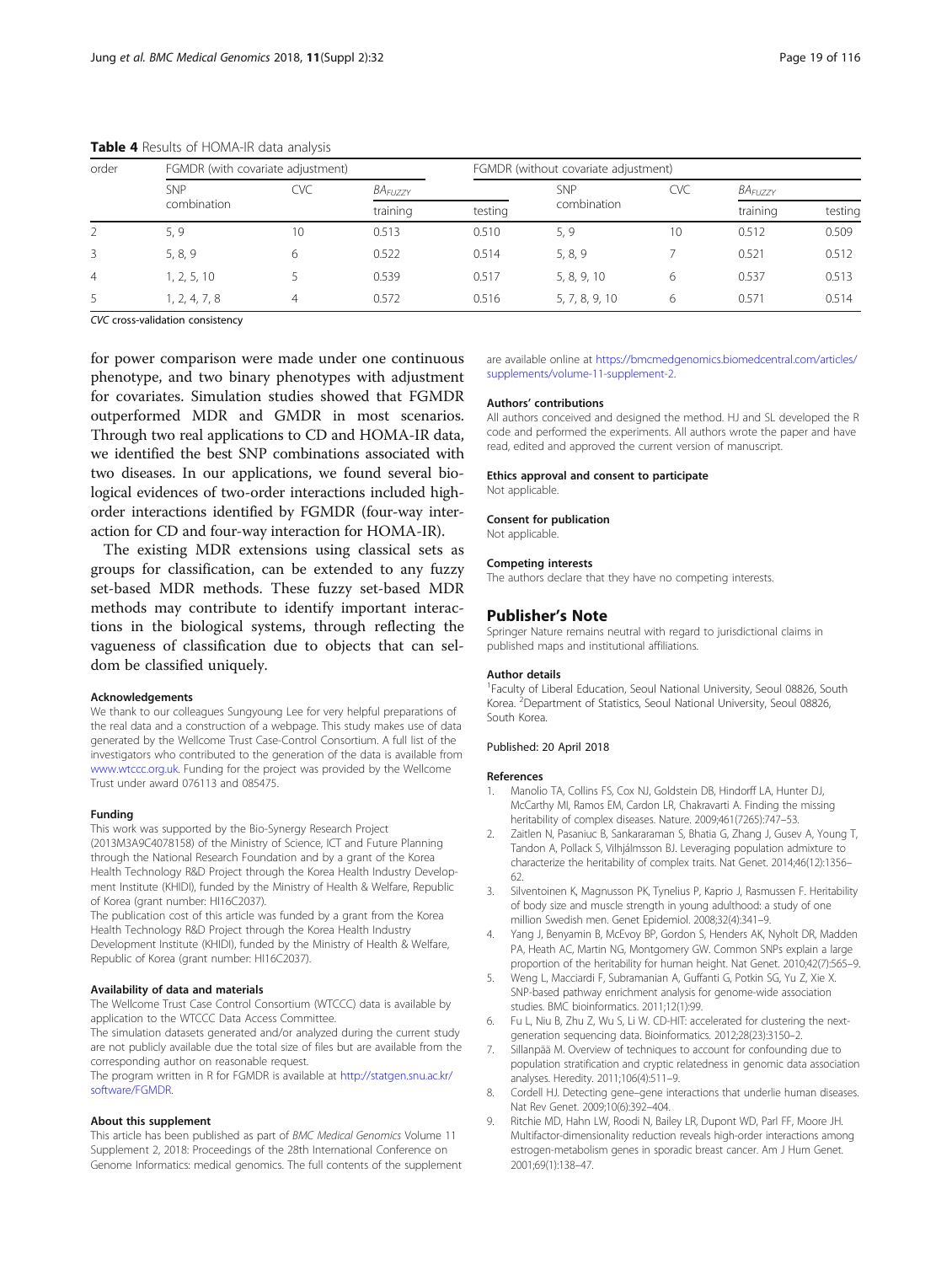**Table 4** Results of HOMA-IR data analysis

| order | FGMDR (with covariate adjustment) | | | | FGMDR (without covariate adjustment) | | | |
|---|---|---|---|---|---|---|---|---|
| | SNP combination | CVC | $BA_{FUZZY}$ | | SNP combination | CVC | $BA_{FUZZY}$ | |
| | | | training | testing | | | training | testing |
| 2 | 5, 9 | 10 | 0.513 | 0.510 | 5, 9 | 10 | 0.512 | 0.509 |
| 3 | 5, 8, 9 | 6 | 0.522 | 0.514 | 5, 8, 9 | 7 | 0.521 | 0.512 |
| 4 | 1, 2, 5, 10 | 5 | 0.539 | 0.517 | 5, 8, 9, 10 | 6 | 0.537 | 0.513 |
| 5 | 1, 2, 4, 7, 8 | 4 | 0.572 | 0.516 | 5, 7, 8, 9, 10 | 6 | 0.571 | 0.514 |

*CVC* cross-validation consistency

for power comparison were made under one continuous phenotype, and two binary phenotypes with adjustment for covariates. Simulation studies showed that FGMDR outperformed MDR and GMDR in most scenarios. Through two real applications to CD and HOMA-IR data, we identified the best SNP combinations associated with two diseases. In our applications, we found several biological evidences of two-order interactions included high-order interactions identified by FGMDR (four-way interaction for CD and four-way interaction for HOMA-IR).

The existing MDR extensions using classical sets as groups for classification, can be extended to any fuzzy set-based MDR methods. These fuzzy set-based MDR methods may contribute to identify important interactions in the biological systems, through reflecting the vagueness of classification due to objects that can seldom be classified uniquely.

#### Acknowledgements

We thank to our colleagues Sungyoung Lee for very helpful preparations of the real data and a construction of a webpage. This study makes use of data generated by the Wellcome Trust Case-Control Consortium. A full list of the investigators who contributed to the generation of the data is available from www.wtccc.org.uk. Funding for the project was provided by the Wellcome Trust under award 076113 and 085475.

#### Funding

This work was supported by the Bio-Synergy Research Project (2013M3A9C4078158) of the Ministry of Science, ICT and Future Planning through the National Research Foundation and by a grant of the Korea Health Technology R&D Project through the Korea Health Industry Development Institute (KHIDI), funded by the Ministry of Health & Welfare, Republic of Korea (grant number: HI16C2037).

The publication cost of this article was funded by a grant from the Korea Health Technology R&D Project through the Korea Health Industry Development Institute (KHIDI), funded by the Ministry of Health & Welfare, Republic of Korea (grant number: HI16C2037).

#### Availability of data and materials

The Wellcome Trust Case Control Consortium (WTCCC) data is available by application to the WTCCC Data Access Committee.

The simulation datasets generated and/or analyzed during the current study are not publicly available due the total size of files but are available from the corresponding author on reasonable request.

The program written in R for FGMDR is available at http://statgen.snu.ac.kr/software/FGMDR.

#### About this supplement

This article has been published as part of *BMC Medical Genomics* Volume 11 Supplement 2, 2018: Proceedings of the 28th International Conference on Genome Informatics: medical genomics. The full contents of the supplement are available online at https://bmcmedgenomics.biomedcentral.com/articles/supplements/volume-11-supplement-2.

#### Authors' contributions

All authors conceived and designed the method. HJ and SL developed the R code and performed the experiments. All authors wrote the paper and have read, edited and approved the current version of manuscript.

#### Ethics approval and consent to participate

Not applicable.

#### Consent for publication

Not applicable.

#### Competing interests

The authors declare that they have no competing interests.

## Publisher's Note

Springer Nature remains neutral with regard to jurisdictional claims in published maps and institutional affiliations.

#### Author details

[1]Faculty of Liberal Education, Seoul National University, Seoul 08826, South Korea. [2]Department of Statistics, Seoul National University, Seoul 08826, South Korea.

Published: 20 April 2018

#### References

1. Manolio TA, Collins FS, Cox NJ, Goldstein DB, Hindorff LA, Hunter DJ, McCarthy MI, Ramos EM, Cardon LR, Chakravarti A. Finding the missing heritability of complex diseases. Nature. 2009;461(7265):747–53.
2. Zaitlen N, Pasaniuc B, Sankararaman S, Bhatia G, Zhang J, Gusev A, Young T, Tandon A, Pollack S, Vilhjálmsson BJ. Leveraging population admixture to characterize the heritability of complex traits. Nat Genet. 2014;46(12):1356–62.
3. Silventoinen K, Magnusson PK, Tynelius P, Kaprio J, Rasmussen F. Heritability of body size and muscle strength in young adulthood: a study of one million Swedish men. Genet Epidemiol. 2008;32(4):341–9.
4. Yang J, Benyamin B, McEvoy BP, Gordon S, Henders AK, Nyholt DR, Madden PA, Heath AC, Martin NG, Montgomery GW. Common SNPs explain a large proportion of the heritability for human height. Nat Genet. 2010;42(7):565–9.
5. Weng L, Macciardi F, Subramanian A, Guffanti G, Potkin SG, Yu Z, Xie X. SNP-based pathway enrichment analysis for genome-wide association studies. BMC bioinformatics. 2011;12(1):99.
6. Fu L, Niu B, Zhu Z, Wu S, Li W. CD-HIT: accelerated for clustering the next-generation sequencing data. Bioinformatics. 2012;28(23):3150–2.
7. Sillanpää M. Overview of techniques to account for confounding due to population stratification and cryptic relatedness in genomic data association analyses. Heredity. 2011;106(4):511–9.
8. Cordell HJ. Detecting gene–gene interactions that underlie human diseases. Nat Rev Genet. 2009;10(6):392–404.
9. Ritchie MD, Hahn LW, Roodi N, Bailey LR, Dupont WD, Parl FF, Moore JH. Multifactor-dimensionality reduction reveals high-order interactions among estrogen-metabolism genes in sporadic breast cancer. Am J Hum Genet. 2001;69(1):138–47.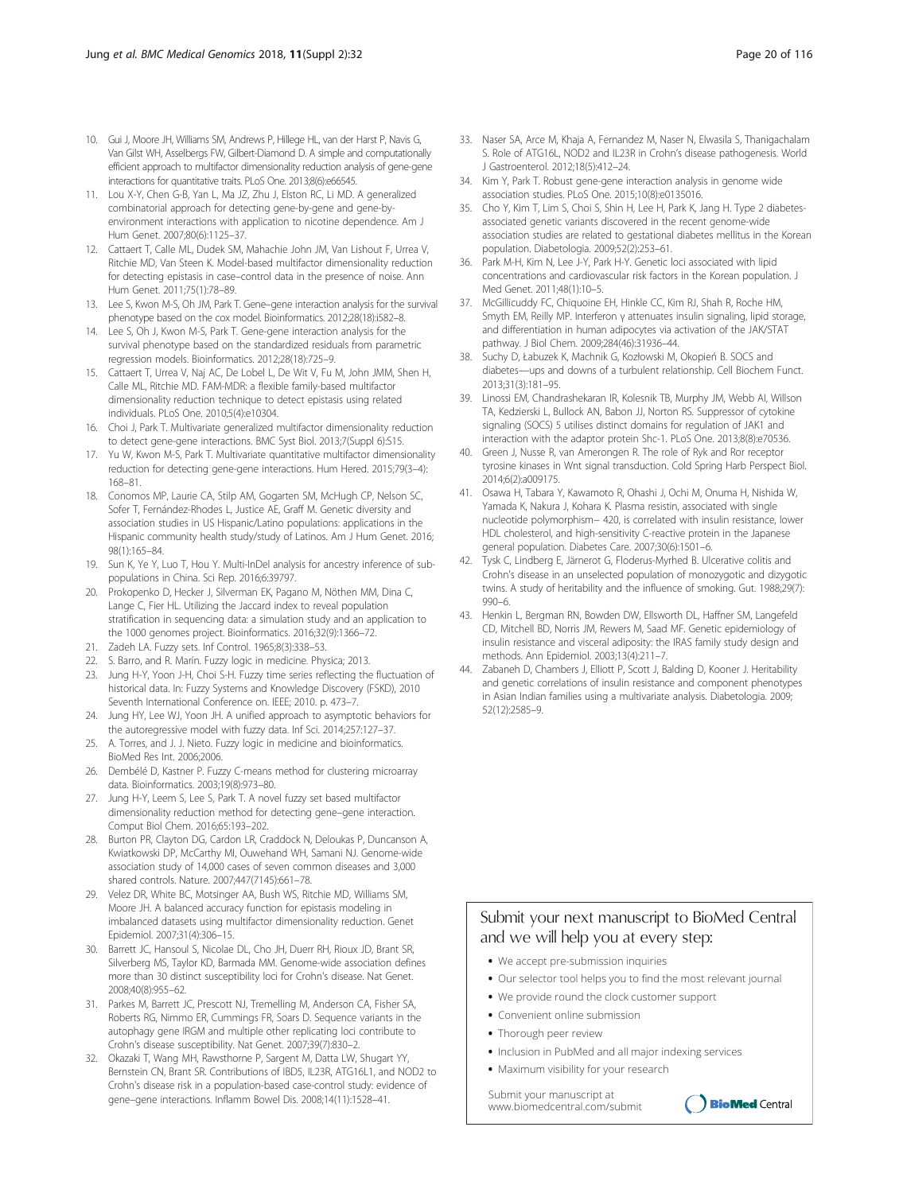10. Gui J, Moore JH, Williams SM, Andrews P, Hillege HL, van der Harst P, Navis G, Van Gilst WH, Asselbergs FW, Gilbert-Diamond D. A simple and computationally efficient approach to multifactor dimensionality reduction analysis of gene-gene interactions for quantitative traits. PLoS One. 2013;8(6):e66545.
11. Lou X-Y, Chen G-B, Yan L, Ma JZ, Zhu J, Elston RC, Li MD. A generalized combinatorial approach for detecting gene-by-gene and gene-by-environment interactions with application to nicotine dependence. Am J Hum Genet. 2007;80(6):1125–37.
12. Cattaert T, Calle ML, Dudek SM, Mahachie John JM, Van Lishout F, Urrea V, Ritchie MD, Van Steen K. Model-based multifactor dimensionality reduction for detecting epistasis in case–control data in the presence of noise. Ann Hum Genet. 2011;75(1):78–89.
13. Lee S, Kwon M-S, Oh JM, Park T. Gene–gene interaction analysis for the survival phenotype based on the cox model. Bioinformatics. 2012;28(18):i582–8.
14. Lee S, Oh J, Kwon M-S, Park T. Gene-gene interaction analysis for the survival phenotype based on the standardized residuals from parametric regression models. Bioinformatics. 2012;28(18):725–9.
15. Cattaert T, Urrea V, Naj AC, De Lobel L, De Wit V, Fu M, John JMM, Shen H, Calle ML, Ritchie MD. FAM-MDR: a flexible family-based multifactor dimensionality reduction technique to detect epistasis using related individuals. PLoS One. 2010;5(4):e10304.
16. Choi J, Park T. Multivariate generalized multifactor dimensionality reduction to detect gene-gene interactions. BMC Syst Biol. 2013;7(Suppl 6):S15.
17. Yu W, Kwon M-S, Park T. Multivariate quantitative multifactor dimensionality reduction for detecting gene-gene interactions. Hum Hered. 2015;79(3–4):168–81.
18. Conomos MP, Laurie CA, Stilp AM, Gogarten SM, McHugh CP, Nelson SC, Sofer T, Fernández-Rhodes L, Justice AE, Graff M. Genetic diversity and association studies in US Hispanic/Latino populations: applications in the Hispanic community health study/study of Latinos. Am J Hum Genet. 2016;98(1):165–84.
19. Sun K, Ye Y, Luo T, Hou Y. Multi-InDel analysis for ancestry inference of sub-populations in China. Sci Rep. 2016;6:39797.
20. Prokopenko D, Hecker J, Silverman EK, Pagano M, Nöthen MM, Dina C, Lange C, Fier HL. Utilizing the Jaccard index to reveal population stratification in sequencing data: a simulation study and an application to the 1000 genomes project. Bioinformatics. 2016;32(9):1366–72.
21. Zadeh LA. Fuzzy sets. Inf Control. 1965;8(3):338–53.
22. S. Barro, and R. Marín. Fuzzy logic in medicine. Physica; 2013.
23. Jung H-Y, Yoon J-H, Choi S-H. Fuzzy time series reflecting the fluctuation of historical data. In: Fuzzy Systems and Knowledge Discovery (FSKD), 2010 Seventh International Conference on. IEEE; 2010. p. 473–7.
24. Jung HY, Lee WJ, Yoon JH. A unified approach to asymptotic behaviors for the autoregressive model with fuzzy data. Inf Sci. 2014;257:127–37.
25. A. Torres, and J. J. Nieto. Fuzzy logic in medicine and bioinformatics. BioMed Res Int. 2006;2006.
26. Dembélé D, Kastner P. Fuzzy C-means method for clustering microarray data. Bioinformatics. 2003;19(8):973–80.
27. Jung H-Y, Leem S, Lee S, Park T. A novel fuzzy set based multifactor dimensionality reduction method for detecting gene–gene interaction. Comput Biol Chem. 2016;65:193–202.
28. Burton PR, Clayton DG, Cardon LR, Craddock N, Deloukas P, Duncanson A, Kwiatkowski DP, McCarthy MI, Ouwehand WH, Samani NJ. Genome-wide association study of 14,000 cases of seven common diseases and 3,000 shared controls. Nature. 2007;447(7145):661–78.
29. Velez DR, White BC, Motsinger AA, Bush WS, Ritchie MD, Williams SM, Moore JH. A balanced accuracy function for epistasis modeling in imbalanced datasets using multifactor dimensionality reduction. Genet Epidemiol. 2007;31(4):306–15.
30. Barrett JC, Hansoul S, Nicolae DL, Cho JH, Duerr RH, Rioux JD, Brant SR, Silverberg MS, Taylor KD, Barmada MM. Genome-wide association defines more than 30 distinct susceptibility loci for Crohn's disease. Nat Genet. 2008;40(8):955–62.
31. Parkes M, Barrett JC, Prescott NJ, Tremelling M, Anderson CA, Fisher SA, Roberts RG, Nimmo ER, Cummings FR, Soars D. Sequence variants in the autophagy gene IRGM and multiple other replicating loci contribute to Crohn's disease susceptibility. Nat Genet. 2007;39(7):830–2.
32. Okazaki T, Wang MH, Rawsthorne P, Sargent M, Datta LW, Shugart YY, Bernstein CN, Brant SR. Contributions of IBD5, IL23R, ATG16L1, and NOD2 to Crohn's disease risk in a population-based case-control study: evidence of gene–gene interactions. Inflamm Bowel Dis. 2008;14(11):1528–41.
33. Naser SA, Arce M, Khaja A, Fernandez M, Naser N, Elwasila S, Thanigachalam S. Role of ATG16L, NOD2 and IL23R in Crohn's disease pathogenesis. World J Gastroenterol. 2012;18(5):412–24.
34. Kim Y, Park T. Robust gene-gene interaction analysis in genome wide association studies. PLoS One. 2015;10(8):e0135016.
35. Cho Y, Kim T, Lim S, Choi S, Shin H, Lee H, Park K, Jang H. Type 2 diabetes-associated genetic variants discovered in the recent genome-wide association studies are related to gestational diabetes mellitus in the Korean population. Diabetologia. 2009;52(2):253–61.
36. Park M-H, Kim N, Lee J-Y, Park H-Y. Genetic loci associated with lipid concentrations and cardiovascular risk factors in the Korean population. J Med Genet. 2011;48(1):10–5.
37. McGillicuddy FC, Chiquoine EH, Hinkle CC, Kim RJ, Shah R, Roche HM, Smyth EM, Reilly MP. Interferon γ attenuates insulin signaling, lipid storage, and differentiation in human adipocytes via activation of the JAK/STAT pathway. J Biol Chem. 2009;284(46):31936–44.
38. Suchy D, Łabuzek K, Machnik G, Kozłowski M, Okopień B. SOCS and diabetes—ups and downs of a turbulent relationship. Cell Biochem Funct. 2013;31(3):181–95.
39. Linossi EM, Chandrashekaran IR, Kolesnik TB, Murphy JM, Webb AI, Willson TA, Kedzierski L, Bullock AN, Babon JJ, Norton RS. Suppressor of cytokine signaling (SOCS) 5 utilises distinct domains for regulation of JAK1 and interaction with the adaptor protein Shc-1. PLoS One. 2013;8(8):e70536.
40. Green J, Nusse R, van Amerongen R. The role of Ryk and Ror receptor tyrosine kinases in Wnt signal transduction. Cold Spring Harb Perspect Biol. 2014;6(2):a009175.
41. Osawa H, Tabara Y, Kawamoto R, Ohashi J, Ochi M, Onuma H, Nishida W, Yamada K, Nakura J, Kohara K. Plasma resistin, associated with single nucleotide polymorphism− 420, is correlated with insulin resistance, lower HDL cholesterol, and high-sensitivity C-reactive protein in the Japanese general population. Diabetes Care. 2007;30(6):1501–6.
42. Tysk C, Lindberg E, Järnerot G, Floderus-Myrhed B. Ulcerative colitis and Crohn's disease in an unselected population of monozygotic and dizygotic twins. A study of heritability and the influence of smoking. Gut. 1988;29(7):990–6.
43. Henkin L, Bergman RN, Bowden DW, Ellsworth DL, Haffner SM, Langefeld CD, Mitchell BD, Norris JM, Rewers M, Saad MF. Genetic epidemiology of insulin resistance and visceral adiposity: the IRAS family study design and methods. Ann Epidemiol. 2003;13(4):211–7.
44. Zabaneh D, Chambers J, Elliott P, Scott J, Balding D, Kooner J. Heritability and genetic correlations of insulin resistance and component phenotypes in Asian Indian families using a multivariate analysis. Diabetologia. 2009;52(12):2585–9.

Submit your next manuscript to BioMed Central and we will help you at every step:

- We accept pre-submission inquiries
- Our selector tool helps you to find the most relevant journal
- We provide round the clock customer support
- Convenient online submission
- Thorough peer review
- Inclusion in PubMed and all major indexing services
- Maximum visibility for your research

Submit your manuscript at www.biomedcentral.com/submit

BioMed Central